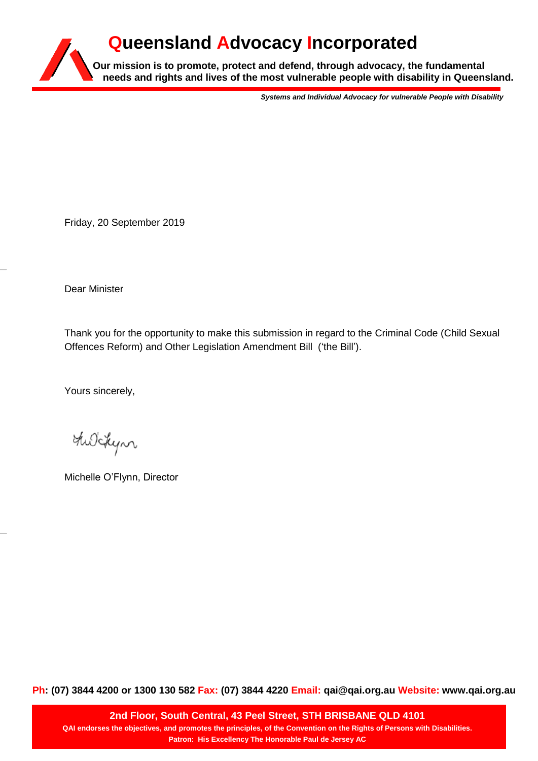# Queensland Advocacy Incorporated

**Our mission is to promote, protect and defend, through advocacy, the fundamental needs and rights and lives of the most vulnerable people with disability in Queensland.**

***Systems and Individual Advocacy for vulnerable People with Disability***

Friday, 20 September 2019

Dear Minister

Thank you for the opportunity to make this submission in regard to the Criminal Code (Child Sexual Offences Reform) and Other Legislation Amendment Bill ('the Bill').

Yours sincerely,

Michelle O'Flynn, Director

**Ph: (07) 3844 4200 or 1300 130 582 Fax: (07) 3844 4220 Email: qai@qai.org.au Website: www.qai.org.au**

**2nd Floor, South Central, 43 Peel Street, STH BRISBANE QLD 4101**

**QAI endorses the objectives, and promotes the principles, of the Convention on the Rights of Persons with Disabilities.**

**Patron: His Excellency The Honorable Paul de Jersey AC**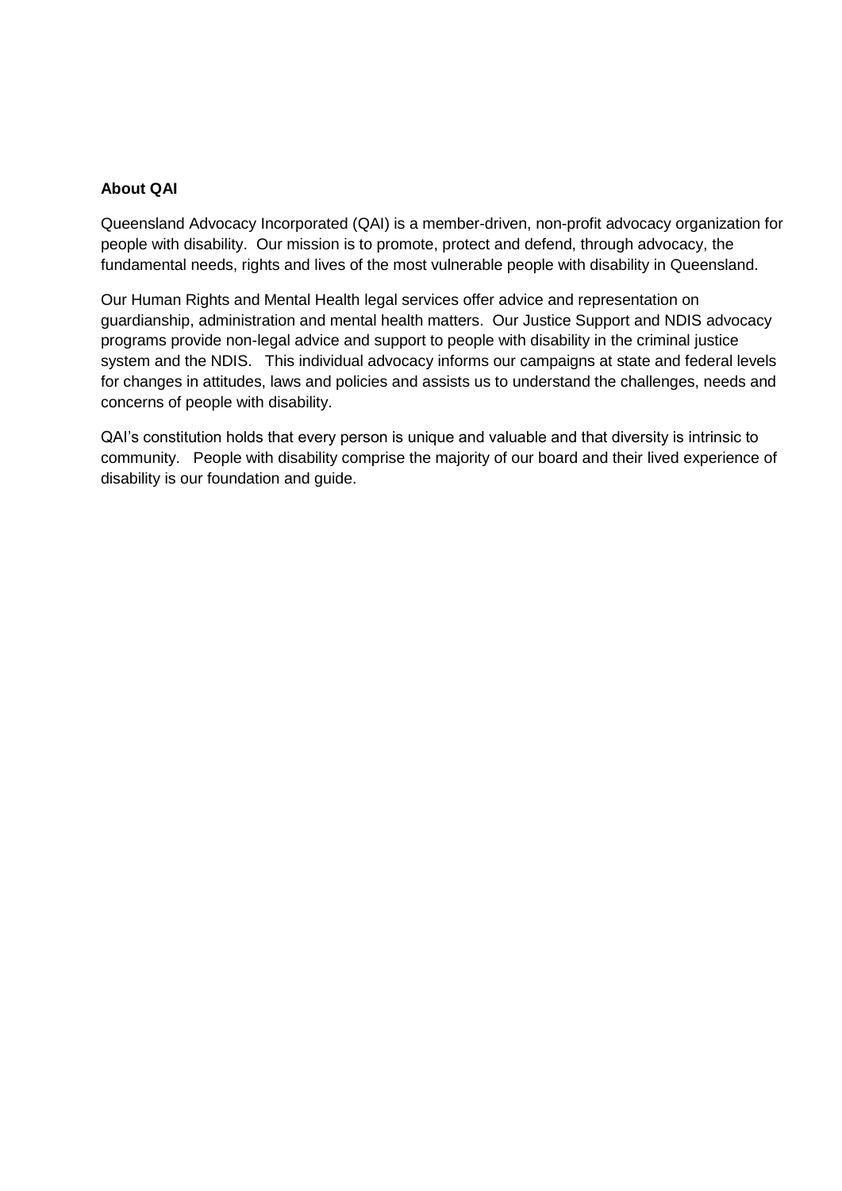**About QAI**

Queensland Advocacy Incorporated (QAI) is a member-driven, non-profit advocacy organization for people with disability. Our mission is to promote, protect and defend, through advocacy, the fundamental needs, rights and lives of the most vulnerable people with disability in Queensland.

Our Human Rights and Mental Health legal services offer advice and representation on guardianship, administration and mental health matters. Our Justice Support and NDIS advocacy programs provide non-legal advice and support to people with disability in the criminal justice system and the NDIS. This individual advocacy informs our campaigns at state and federal levels for changes in attitudes, laws and policies and assists us to understand the challenges, needs and concerns of people with disability.

QAI's constitution holds that every person is unique and valuable and that diversity is intrinsic to community. People with disability comprise the majority of our board and their lived experience of disability is our foundation and guide.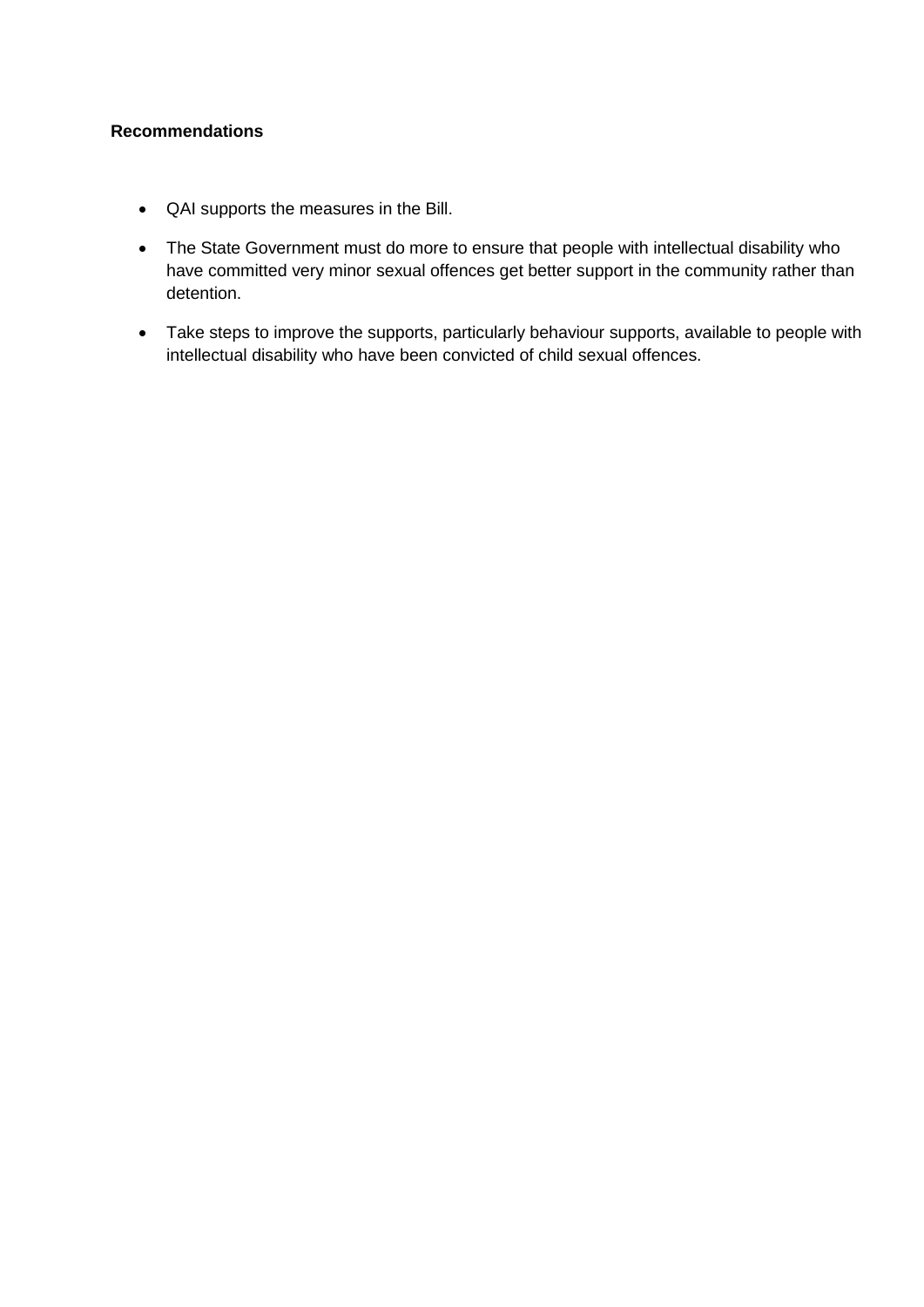**Recommendations**

- QAI supports the measures in the Bill.
- The State Government must do more to ensure that people with intellectual disability who have committed very minor sexual offences get better support in the community rather than detention.
- Take steps to improve the supports, particularly behaviour supports, available to people with intellectual disability who have been convicted of child sexual offences.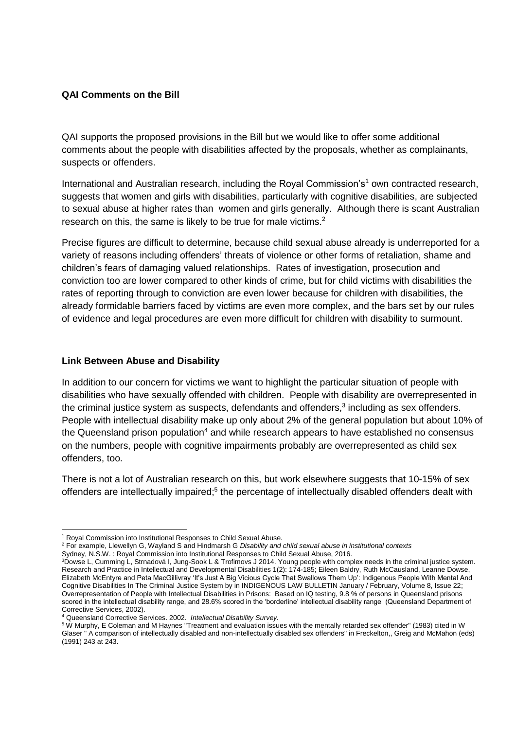**QAI Comments on the Bill**

QAI supports the proposed provisions in the Bill but we would like to offer some additional comments about the people with disabilities affected by the proposals, whether as complainants, suspects or offenders.

International and Australian research, including the Royal Commission's[1] own contracted research, suggests that women and girls with disabilities, particularly with cognitive disabilities, are subjected to sexual abuse at higher rates than women and girls generally. Although there is scant Australian research on this, the same is likely to be true for male victims.[2]

Precise figures are difficult to determine, because child sexual abuse already is underreported for a variety of reasons including offenders' threats of violence or other forms of retaliation, shame and children's fears of damaging valued relationships. Rates of investigation, prosecution and conviction too are lower compared to other kinds of crime, but for child victims with disabilities the rates of reporting through to conviction are even lower because for children with disabilities, the already formidable barriers faced by victims are even more complex, and the bars set by our rules of evidence and legal procedures are even more difficult for children with disability to surmount.

**Link Between Abuse and Disability**

In addition to our concern for victims we want to highlight the particular situation of people with disabilities who have sexually offended with children. People with disability are overrepresented in the criminal justice system as suspects, defendants and offenders,[3] including as sex offenders. People with intellectual disability make up only about 2% of the general population but about 10% of the Queensland prison population[4] and while research appears to have established no consensus on the numbers, people with cognitive impairments probably are overrepresented as child sex offenders, too.

There is not a lot of Australian research on this, but work elsewhere suggests that 10-15% of sex offenders are intellectually impaired;[5] the percentage of intellectually disabled offenders dealt with

---

[1] Royal Commission into Institutional Responses to Child Sexual Abuse.

[2] For example, Llewellyn G, Wayland S and Hindmarsh G *Disability and child sexual abuse in institutional contexts* Sydney, N.S.W. : Royal Commission into Institutional Responses to Child Sexual Abuse, 2016.

[3] Dowse L, Cumming L, Strnadová I, Jung-Sook L & Trofimovs J 2014. Young people with complex needs in the criminal justice system. Research and Practice in Intellectual and Developmental Disabilities 1(2): 174-185; Eileen Baldry, Ruth McCausland, Leanne Dowse, Elizabeth McEntyre and Peta MacGillivray 'It's Just A Big Vicious Cycle That Swallows Them Up': Indigenous People With Mental And Cognitive Disabilities In The Criminal Justice System by in INDIGENOUS LAW BULLETIN January / February, Volume 8, Issue 22; Overrepresentation of People with Intellectual Disabilities in Prisons: Based on IQ testing, 9.8 % of persons in Queensland prisons scored in the intellectual disability range, and 28.6% scored in the 'borderline' intellectual disability range (Queensland Department of Corrective Services, 2002).

[4] Queensland Corrective Services. 2002. *Intellectual Disability Survey.*

[5] W Murphy, E Coleman and M Haynes "Treatment and evaluation issues with the mentally retarded sex offender" (1983) cited in W Glaser " A comparison of intellectually disabled and non-intellectually disabled sex offenders" in Freckelton,, Greig and McMahon (eds) (1991) 243 at 243.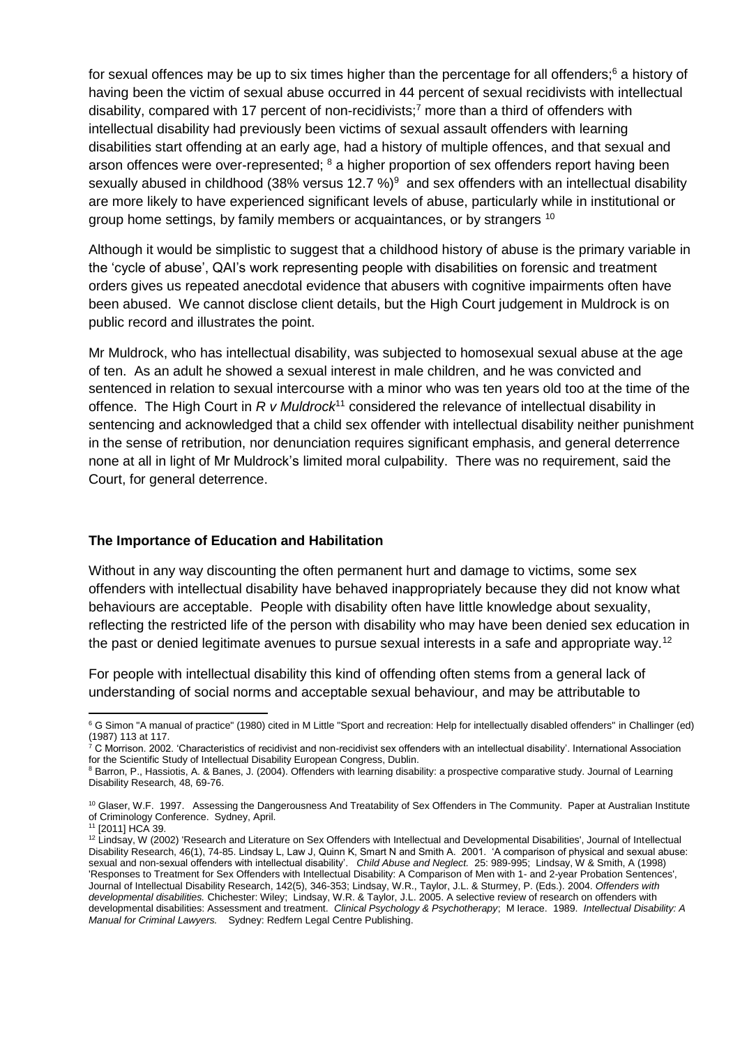for sexual offences may be up to six times higher than the percentage for all offenders;[6] a history of having been the victim of sexual abuse occurred in 44 percent of sexual recidivists with intellectual disability, compared with 17 percent of non-recidivists;[7] more than a third of offenders with intellectual disability had previously been victims of sexual assault offenders with learning disabilities start offending at an early age, had a history of multiple offences, and that sexual and arson offences were over-represented; [8] a higher proportion of sex offenders report having been sexually abused in childhood (38% versus 12.7 %)[9] and sex offenders with an intellectual disability are more likely to have experienced significant levels of abuse, particularly while in institutional or group home settings, by family members or acquaintances, or by strangers [10]

Although it would be simplistic to suggest that a childhood history of abuse is the primary variable in the 'cycle of abuse', QAI's work representing people with disabilities on forensic and treatment orders gives us repeated anecdotal evidence that abusers with cognitive impairments often have been abused. We cannot disclose client details, but the High Court judgement in Muldrock is on public record and illustrates the point.

Mr Muldrock, who has intellectual disability, was subjected to homosexual sexual abuse at the age of ten. As an adult he showed a sexual interest in male children, and he was convicted and sentenced in relation to sexual intercourse with a minor who was ten years old too at the time of the offence. The High Court in *R v Muldrock*[11] considered the relevance of intellectual disability in sentencing and acknowledged that a child sex offender with intellectual disability neither punishment in the sense of retribution, nor denunciation requires significant emphasis, and general deterrence none at all in light of Mr Muldrock's limited moral culpability. There was no requirement, said the Court, for general deterrence.

**The Importance of Education and Habilitation**

Without in any way discounting the often permanent hurt and damage to victims, some sex offenders with intellectual disability have behaved inappropriately because they did not know what behaviours are acceptable. People with disability often have little knowledge about sexuality, reflecting the restricted life of the person with disability who may have been denied sex education in the past or denied legitimate avenues to pursue sexual interests in a safe and appropriate way.[12]

For people with intellectual disability this kind of offending often stems from a general lack of understanding of social norms and acceptable sexual behaviour, and may be attributable to

---

[6] G Simon "A manual of practice" (1980) cited in M Little "Sport and recreation: Help for intellectually disabled offenders" in Challinger (ed) (1987) 113 at 117.

[7] C Morrison. 2002. 'Characteristics of recidivist and non-recidivist sex offenders with an intellectual disability'. International Association for the Scientific Study of Intellectual Disability European Congress, Dublin.

[8] Barron, P., Hassiotis, A. & Banes, J. (2004). Offenders with learning disability: a prospective comparative study. Journal of Learning Disability Research, 48, 69-76.

[10] Glaser, W.F. 1997. Assessing the Dangerousness And Treatability of Sex Offenders in The Community. Paper at Australian Institute of Criminology Conference. Sydney, April.

[11] [2011] HCA 39.

[12] Lindsay, W (2002) 'Research and Literature on Sex Offenders with Intellectual and Developmental Disabilities', Journal of Intellectual Disability Research, 46(1), 74-85. Lindsay L, Law J, Quinn K, Smart N and Smith A. 2001. 'A comparison of physical and sexual abuse: sexual and non-sexual offenders with intellectual disability'. *Child Abuse and Neglect.* 25: 989-995; Lindsay, W & Smith, A (1998) 'Responses to Treatment for Sex Offenders with Intellectual Disability: A Comparison of Men with 1- and 2-year Probation Sentences', Journal of Intellectual Disability Research, 142(5), 346-353; Lindsay, W.R., Taylor, J.L. & Sturmey, P. (Eds.). 2004. *Offenders with developmental disabilities.* Chichester: Wiley; Lindsay, W.R. & Taylor, J.L. 2005. A selective review of research on offenders with developmental disabilities: Assessment and treatment. *Clinical Psychology & Psychotherapy*; M Ierace. 1989. *Intellectual Disability: A Manual for Criminal Lawyers.* Sydney: Redfern Legal Centre Publishing.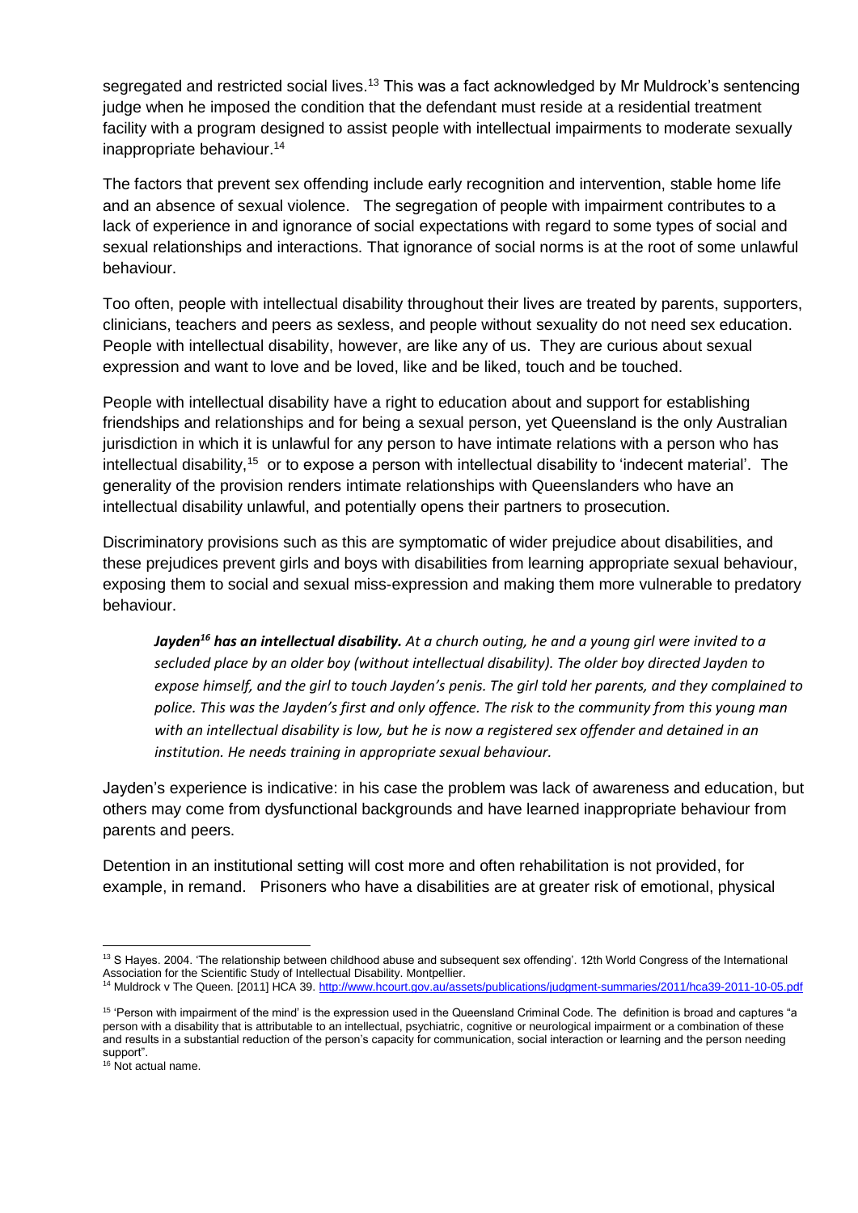segregated and restricted social lives.[13] This was a fact acknowledged by Mr Muldrock's sentencing judge when he imposed the condition that the defendant must reside at a residential treatment facility with a program designed to assist people with intellectual impairments to moderate sexually inappropriate behaviour.[14]

The factors that prevent sex offending include early recognition and intervention, stable home life and an absence of sexual violence. The segregation of people with impairment contributes to a lack of experience in and ignorance of social expectations with regard to some types of social and sexual relationships and interactions. That ignorance of social norms is at the root of some unlawful behaviour.

Too often, people with intellectual disability throughout their lives are treated by parents, supporters, clinicians, teachers and peers as sexless, and people without sexuality do not need sex education. People with intellectual disability, however, are like any of us. They are curious about sexual expression and want to love and be loved, like and be liked, touch and be touched.

People with intellectual disability have a right to education about and support for establishing friendships and relationships and for being a sexual person, yet Queensland is the only Australian jurisdiction in which it is unlawful for any person to have intimate relations with a person who has intellectual disability,[15] or to expose a person with intellectual disability to 'indecent material'. The generality of the provision renders intimate relationships with Queenslanders who have an intellectual disability unlawful, and potentially opens their partners to prosecution.

Discriminatory provisions such as this are symptomatic of wider prejudice about disabilities, and these prejudices prevent girls and boys with disabilities from learning appropriate sexual behaviour, exposing them to social and sexual miss-expression and making them more vulnerable to predatory behaviour.

> ***Jayden[16] has an intellectual disability.*** *At a church outing, he and a young girl were invited to a secluded place by an older boy (without intellectual disability). The older boy directed Jayden to expose himself, and the girl to touch Jayden's penis. The girl told her parents, and they complained to police. This was the Jayden's first and only offence. The risk to the community from this young man with an intellectual disability is low, but he is now a registered sex offender and detained in an institution. He needs training in appropriate sexual behaviour.*

Jayden's experience is indicative: in his case the problem was lack of awareness and education, but others may come from dysfunctional backgrounds and have learned inappropriate behaviour from parents and peers.

Detention in an institutional setting will cost more and often rehabilitation is not provided, for example, in remand. Prisoners who have a disabilities are at greater risk of emotional, physical

---

[13] S Hayes. 2004. 'The relationship between childhood abuse and subsequent sex offending'. 12th World Congress of the International Association for the Scientific Study of Intellectual Disability. Montpellier.

[14] Muldrock v The Queen. [2011] HCA 39. http://www.hcourt.gov.au/assets/publications/judgment-summaries/2011/hca39-2011-10-05.pdf

[15] 'Person with impairment of the mind' is the expression used in the Queensland Criminal Code. The definition is broad and captures "a person with a disability that is attributable to an intellectual, psychiatric, cognitive or neurological impairment or a combination of these and results in a substantial reduction of the person's capacity for communication, social interaction or learning and the person needing support".

[16] Not actual name.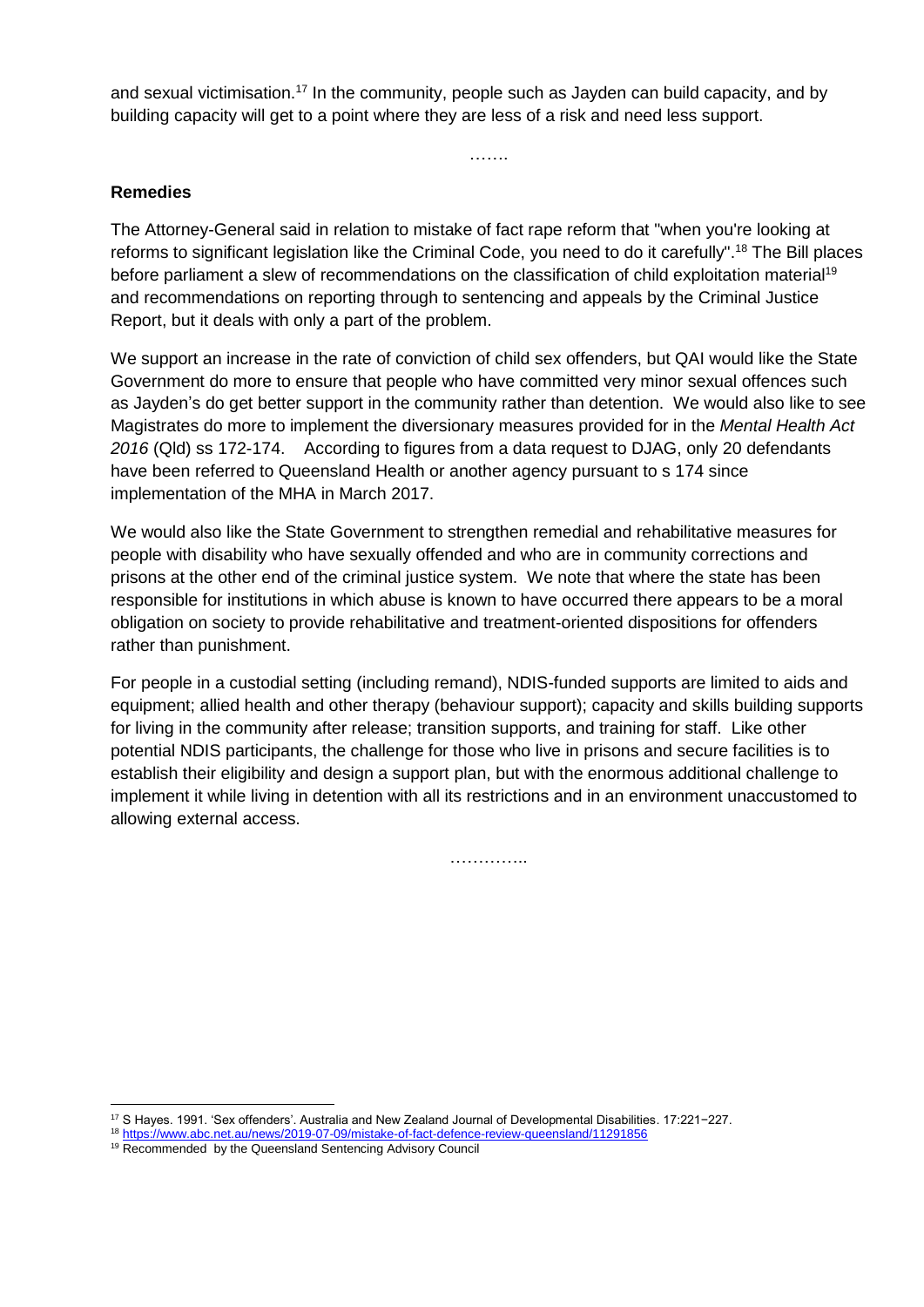and sexual victimisation.[17] In the community, people such as Jayden can build capacity, and by building capacity will get to a point where they are less of a risk and need less support.

…….

**Remedies**

The Attorney-General said in relation to mistake of fact rape reform that "when you're looking at reforms to significant legislation like the Criminal Code, you need to do it carefully".[18] The Bill places before parliament a slew of recommendations on the classification of child exploitation material[19] and recommendations on reporting through to sentencing and appeals by the Criminal Justice Report, but it deals with only a part of the problem.

We support an increase in the rate of conviction of child sex offenders, but QAI would like the State Government do more to ensure that people who have committed very minor sexual offences such as Jayden's do get better support in the community rather than detention. We would also like to see Magistrates do more to implement the diversionary measures provided for in the *Mental Health Act 2016* (Qld) ss 172-174. According to figures from a data request to DJAG, only 20 defendants have been referred to Queensland Health or another agency pursuant to s 174 since implementation of the MHA in March 2017.

We would also like the State Government to strengthen remedial and rehabilitative measures for people with disability who have sexually offended and who are in community corrections and prisons at the other end of the criminal justice system. We note that where the state has been responsible for institutions in which abuse is known to have occurred there appears to be a moral obligation on society to provide rehabilitative and treatment-oriented dispositions for offenders rather than punishment.

For people in a custodial setting (including remand), NDIS-funded supports are limited to aids and equipment; allied health and other therapy (behaviour support); capacity and skills building supports for living in the community after release; transition supports, and training for staff. Like other potential NDIS participants, the challenge for those who live in prisons and secure facilities is to establish their eligibility and design a support plan, but with the enormous additional challenge to implement it while living in detention with all its restrictions and in an environment unaccustomed to allowing external access.

…………..

[17] S Hayes. 1991. 'Sex offenders'. Australia and New Zealand Journal of Developmental Disabilities. 17:221−227.

[18] https://www.abc.net.au/news/2019-07-09/mistake-of-fact-defence-review-queensland/11291856

[19] Recommended by the Queensland Sentencing Advisory Council